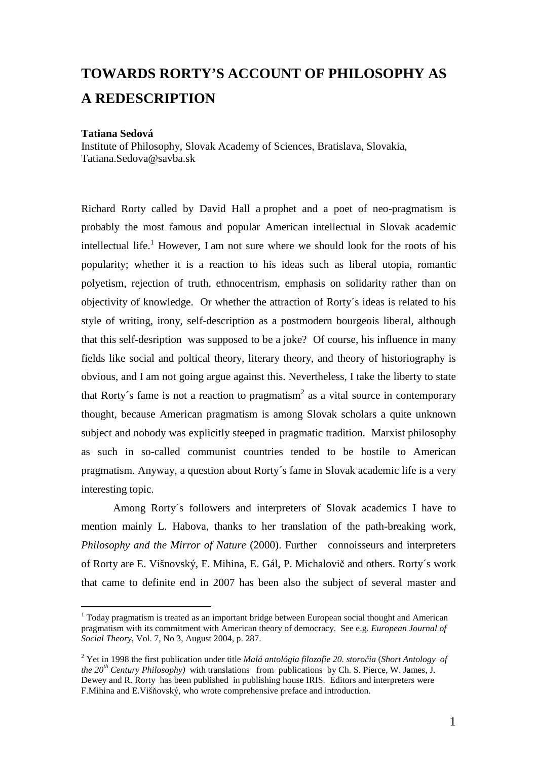# TOWARDS RORTY'S ACCOUNT OF PHILOSOPHY AS A REDESCRIPTION

**Tatiana Sedová**
Institute of Philosophy, Slovak Academy of Sciences, Bratislava, Slovakia, Tatiana.Sedova@savba.sk

Richard Rorty called by David Hall a prophet and a poet of neo-pragmatism is probably the most famous and popular American intellectual in Slovak academic intellectual life.[1] However, I am not sure where we should look for the roots of his popularity; whether it is a reaction to his ideas such as liberal utopia, romantic polyetism, rejection of truth, ethnocentrism, emphasis on solidarity rather than on objectivity of knowledge. Or whether the attraction of Rorty´s ideas is related to his style of writing, irony, self-description as a postmodern bourgeois liberal, although that this self-desription was supposed to be a joke? Of course, his influence in many fields like social and poltical theory, literary theory, and theory of historiography is obvious, and I am not going argue against this. Nevertheless, I take the liberty to state that Rorty´s fame is not a reaction to pragmatism[2] as a vital source in contemporary thought, because American pragmatism is among Slovak scholars a quite unknown subject and nobody was explicitly steeped in pragmatic tradition. Marxist philosophy as such in so-called communist countries tended to be hostile to American pragmatism. Anyway, a question about Rorty´s fame in Slovak academic life is a very interesting topic.

Among Rorty´s followers and interpreters of Slovak academics I have to mention mainly L. Habova, thanks to her translation of the path-breaking work, *Philosophy and the Mirror of Nature* (2000). Further connoisseurs and interpreters of Rorty are E. Višnovský, F. Mihina, E. Gál, P. Michalovič and others. Rorty´s work that came to definite end in 2007 has been also the subject of several master and

---

[1] Today pragmatism is treated as an important bridge between European social thought and American pragmatism with its commitment with American theory of democracy. See e.g. *European Journal of Social Theory*, Vol. 7, No 3, August 2004, p. 287.

[2] Yet in 1998 the first publication under title *Malá antológia filozofie 20. storočia* (*Short Antology of the 20th Century Philosophy)* with translations from publications by Ch. S. Pierce, W. James, J. Dewey and R. Rorty has been published in publishing house IRIS. Editors and interpreters were F.Mihina and E.Višňovský, who wrote comprehensive preface and introduction.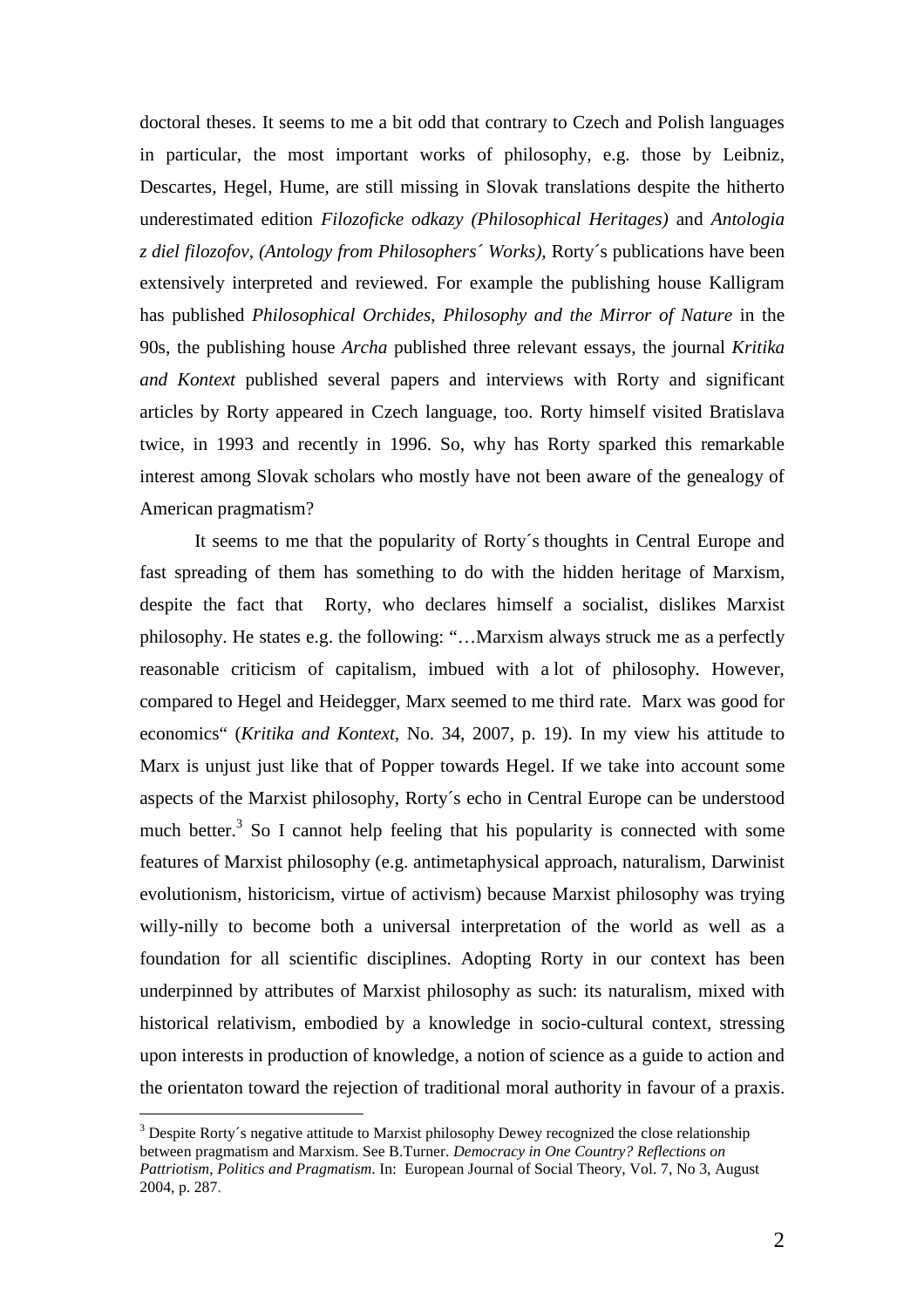doctoral theses. It seems to me a bit odd that contrary to Czech and Polish languages in particular, the most important works of philosophy, e.g. those by Leibniz, Descartes, Hegel, Hume, are still missing in Slovak translations despite the hitherto underestimated edition *Filozoficke odkazy (Philosophical Heritages)* and *Antologia z diel filozofov, (Antology from Philosophers´ Works),* Rorty´s publications have been extensively interpreted and reviewed. For example the publishing house Kalligram has published *Philosophical Orchides, Philosophy and the Mirror of Nature* in the 90s, the publishing house *Archa* published three relevant essays, the journal *Kritika and Kontext* published several papers and interviews with Rorty and significant articles by Rorty appeared in Czech language, too. Rorty himself visited Bratislava twice, in 1993 and recently in 1996. So, why has Rorty sparked this remarkable interest among Slovak scholars who mostly have not been aware of the genealogy of American pragmatism?

It seems to me that the popularity of Rorty´s thoughts in Central Europe and fast spreading of them has something to do with the hidden heritage of Marxism, despite the fact that Rorty, who declares himself a socialist, dislikes Marxist philosophy. He states e.g. the following: "…Marxism always struck me as a perfectly reasonable criticism of capitalism, imbued with a lot of philosophy. However, compared to Hegel and Heidegger, Marx seemed to me third rate. Marx was good for economics" (*Kritika and Kontext*, No. 34, 2007, p. 19). In my view his attitude to Marx is unjust just like that of Popper towards Hegel. If we take into account some aspects of the Marxist philosophy, Rorty´s echo in Central Europe can be understood much better.[3] So I cannot help feeling that his popularity is connected with some features of Marxist philosophy (e.g. antimetaphysical approach, naturalism, Darwinist evolutionism, historicism, virtue of activism) because Marxist philosophy was trying willy-nilly to become both a universal interpretation of the world as well as a foundation for all scientific disciplines. Adopting Rorty in our context has been underpinned by attributes of Marxist philosophy as such: its naturalism, mixed with historical relativism, embodied by a knowledge in socio-cultural context, stressing upon interests in production of knowledge, a notion of science as a guide to action and the orientaton toward the rejection of traditional moral authority in favour of a praxis.

[3] Despite Rorty´s negative attitude to Marxist philosophy Dewey recognized the close relationship between pragmatism and Marxism. See B.Turner. *Democracy in One Country? Reflections on Pattriotism, Politics and Pragmatism*. In: European Journal of Social Theory, Vol. 7, No 3, August 2004, p. 287.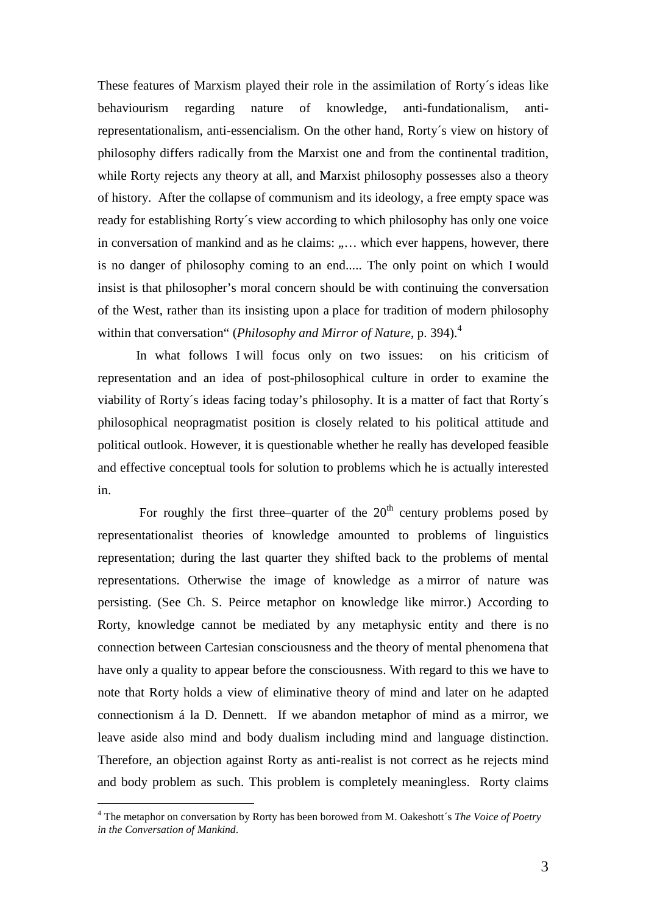These features of Marxism played their role in the assimilation of Rorty´s ideas like behaviourism regarding nature of knowledge, anti-fundationalism, anti-representationalism, anti-essencialism. On the other hand, Rorty´s view on history of philosophy differs radically from the Marxist one and from the continental tradition, while Rorty rejects any theory at all, and Marxist philosophy possesses also a theory of history. After the collapse of communism and its ideology, a free empty space was ready for establishing Rorty´s view according to which philosophy has only one voice in conversation of mankind and as he claims: „… which ever happens, however, there is no danger of philosophy coming to an end..... The only point on which I would insist is that philosopher's moral concern should be with continuing the conversation of the West, rather than its insisting upon a place for tradition of modern philosophy within that conversation" (*Philosophy and Mirror of Nature*, p. 394).[4]

In what follows I will focus only on two issues: on his criticism of representation and an idea of post-philosophical culture in order to examine the viability of Rorty´s ideas facing today's philosophy. It is a matter of fact that Rorty´s philosophical neopragmatist position is closely related to his political attitude and political outlook. However, it is questionable whether he really has developed feasible and effective conceptual tools for solution to problems which he is actually interested in.

For roughly the first three–quarter of the 20[th] century problems posed by representationalist theories of knowledge amounted to problems of linguistics representation; during the last quarter they shifted back to the problems of mental representations. Otherwise the image of knowledge as a mirror of nature was persisting. (See Ch. S. Peirce metaphor on knowledge like mirror.) According to Rorty, knowledge cannot be mediated by any metaphysic entity and there is no connection between Cartesian consciousness and the theory of mental phenomena that have only a quality to appear before the consciousness. With regard to this we have to note that Rorty holds a view of eliminative theory of mind and later on he adapted connectionism á la D. Dennett. If we abandon metaphor of mind as a mirror, we leave aside also mind and body dualism including mind and language distinction. Therefore, an objection against Rorty as anti-realist is not correct as he rejects mind and body problem as such. This problem is completely meaningless. Rorty claims

[4] The metaphor on conversation by Rorty has been borowed from M. Oakeshott´s *The Voice of Poetry in the Conversation of Mankind*.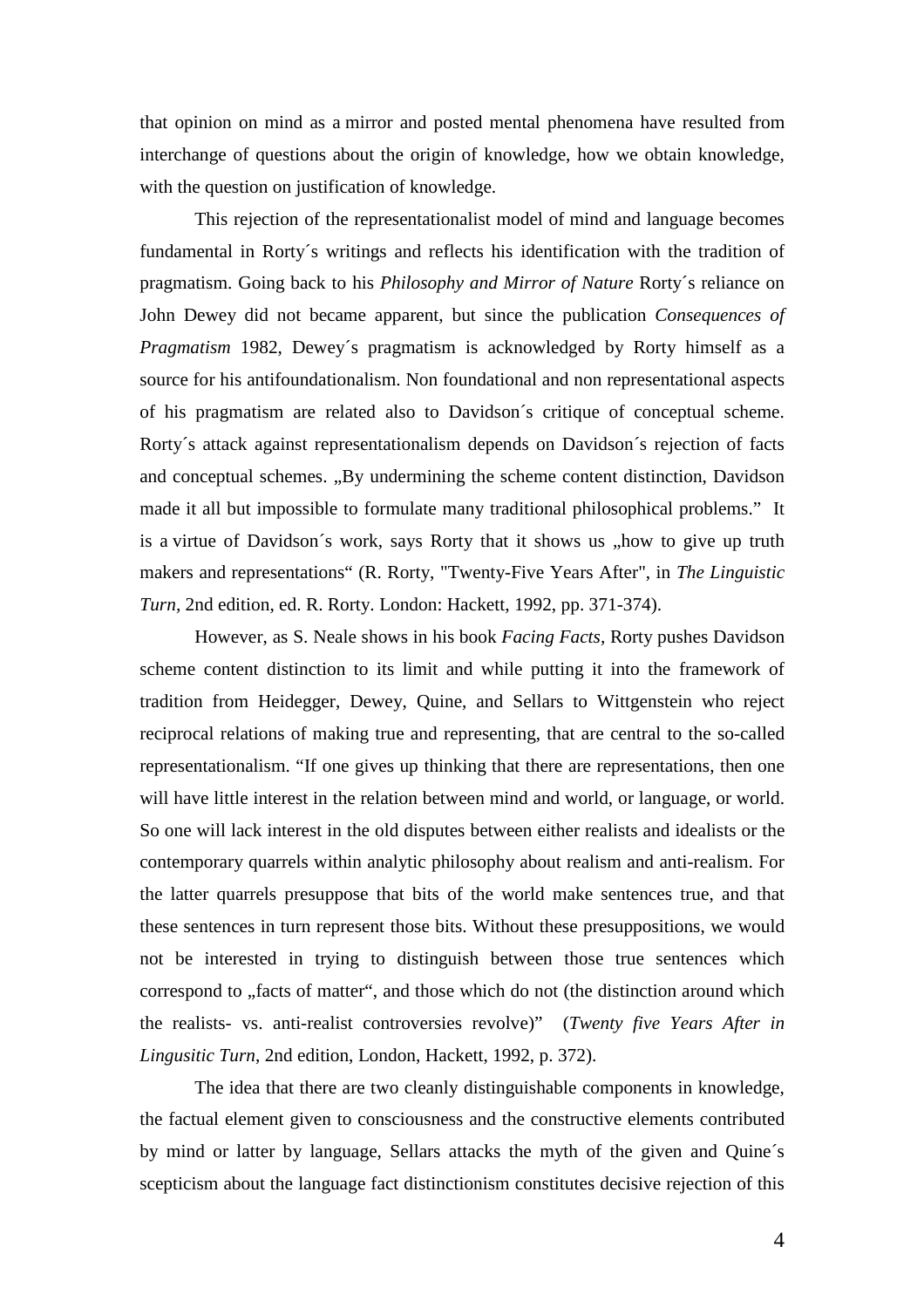that opinion on mind as a mirror and posted mental phenomena have resulted from interchange of questions about the origin of knowledge, how we obtain knowledge, with the question on justification of knowledge.

This rejection of the representationalist model of mind and language becomes fundamental in Rorty´s writings and reflects his identification with the tradition of pragmatism. Going back to his *Philosophy and Mirror of Nature* Rorty´s reliance on John Dewey did not became apparent, but since the publication *Consequences of Pragmatism* 1982, Dewey´s pragmatism is acknowledged by Rorty himself as a source for his antifoundationalism. Non foundational and non representational aspects of his pragmatism are related also to Davidson´s critique of conceptual scheme. Rorty´s attack against representationalism depends on Davidson´s rejection of facts and conceptual schemes. „By undermining the scheme content distinction, Davidson made it all but impossible to formulate many traditional philosophical problems." It is a virtue of Davidson´s work, says Rorty that it shows us „how to give up truth makers and representations" (R. Rorty, "Twenty-Five Years After", in *The Linguistic Turn,* 2nd edition, ed. R. Rorty. London: Hackett, 1992, pp. 371-374).

However, as S. Neale shows in his book *Facing Facts*, Rorty pushes Davidson scheme content distinction to its limit and while putting it into the framework of tradition from Heidegger, Dewey, Quine, and Sellars to Wittgenstein who reject reciprocal relations of making true and representing, that are central to the so-called representationalism. "If one gives up thinking that there are representations, then one will have little interest in the relation between mind and world, or language, or world. So one will lack interest in the old disputes between either realists and idealists or the contemporary quarrels within analytic philosophy about realism and anti-realism. For the latter quarrels presuppose that bits of the world make sentences true, and that these sentences in turn represent those bits. Without these presuppositions, we would not be interested in trying to distinguish between those true sentences which correspond to „facts of matter", and those which do not (the distinction around which the realists- vs. anti-realist controversies revolve)" (*Twenty five Years After in Lingusitic Turn*, 2nd edition, London, Hackett, 1992, p. 372).

The idea that there are two cleanly distinguishable components in knowledge, the factual element given to consciousness and the constructive elements contributed by mind or latter by language, Sellars attacks the myth of the given and Quine´s scepticism about the language fact distinctionism constitutes decisive rejection of this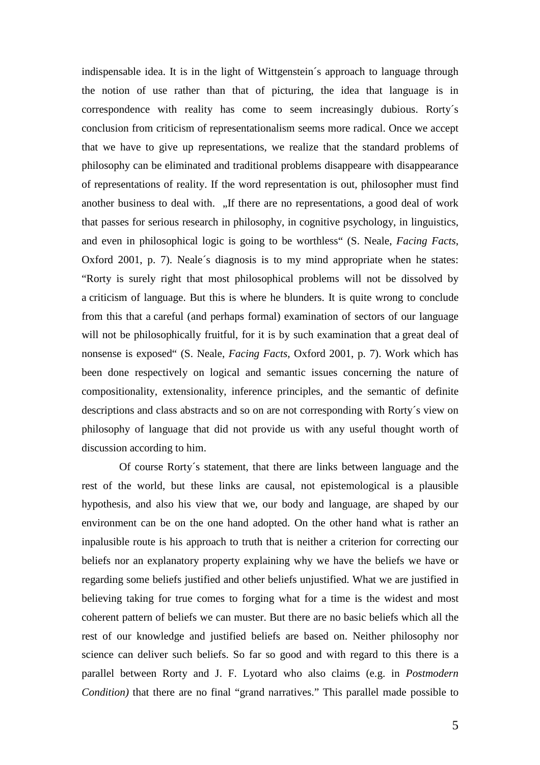indispensable idea. It is in the light of Wittgenstein´s approach to language through the notion of use rather than that of picturing, the idea that language is in correspondence with reality has come to seem increasingly dubious. Rorty´s conclusion from criticism of representationalism seems more radical. Once we accept that we have to give up representations, we realize that the standard problems of philosophy can be eliminated and traditional problems disappeare with disappearance of representations of reality. If the word representation is out, philosopher must find another business to deal with. „If there are no representations, a good deal of work that passes for serious research in philosophy, in cognitive psychology, in linguistics, and even in philosophical logic is going to be worthless“ (S. Neale, *Facing Facts*, Oxford 2001, p. 7). Neale´s diagnosis is to my mind appropriate when he states: “Rorty is surely right that most philosophical problems will not be dissolved by a criticism of language. But this is where he blunders. It is quite wrong to conclude from this that a careful (and perhaps formal) examination of sectors of our language will not be philosophically fruitful, for it is by such examination that a great deal of nonsense is exposed“ (S. Neale, *Facing Facts*, Oxford 2001, p. 7). Work which has been done respectively on logical and semantic issues concerning the nature of compositionality, extensionality, inference principles, and the semantic of definite descriptions and class abstracts and so on are not corresponding with Rorty´s view on philosophy of language that did not provide us with any useful thought worth of discussion according to him.

Of course Rorty´s statement, that there are links between language and the rest of the world, but these links are causal, not epistemological is a plausible hypothesis, and also his view that we, our body and language, are shaped by our environment can be on the one hand adopted. On the other hand what is rather an inpalusible route is his approach to truth that is neither a criterion for correcting our beliefs nor an explanatory property explaining why we have the beliefs we have or regarding some beliefs justified and other beliefs unjustified. What we are justified in believing taking for true comes to forging what for a time is the widest and most coherent pattern of beliefs we can muster. But there are no basic beliefs which all the rest of our knowledge and justified beliefs are based on. Neither philosophy nor science can deliver such beliefs. So far so good and with regard to this there is a parallel between Rorty and J. F. Lyotard who also claims (e.g. in *Postmodern Condition)* that there are no final “grand narratives.” This parallel made possible to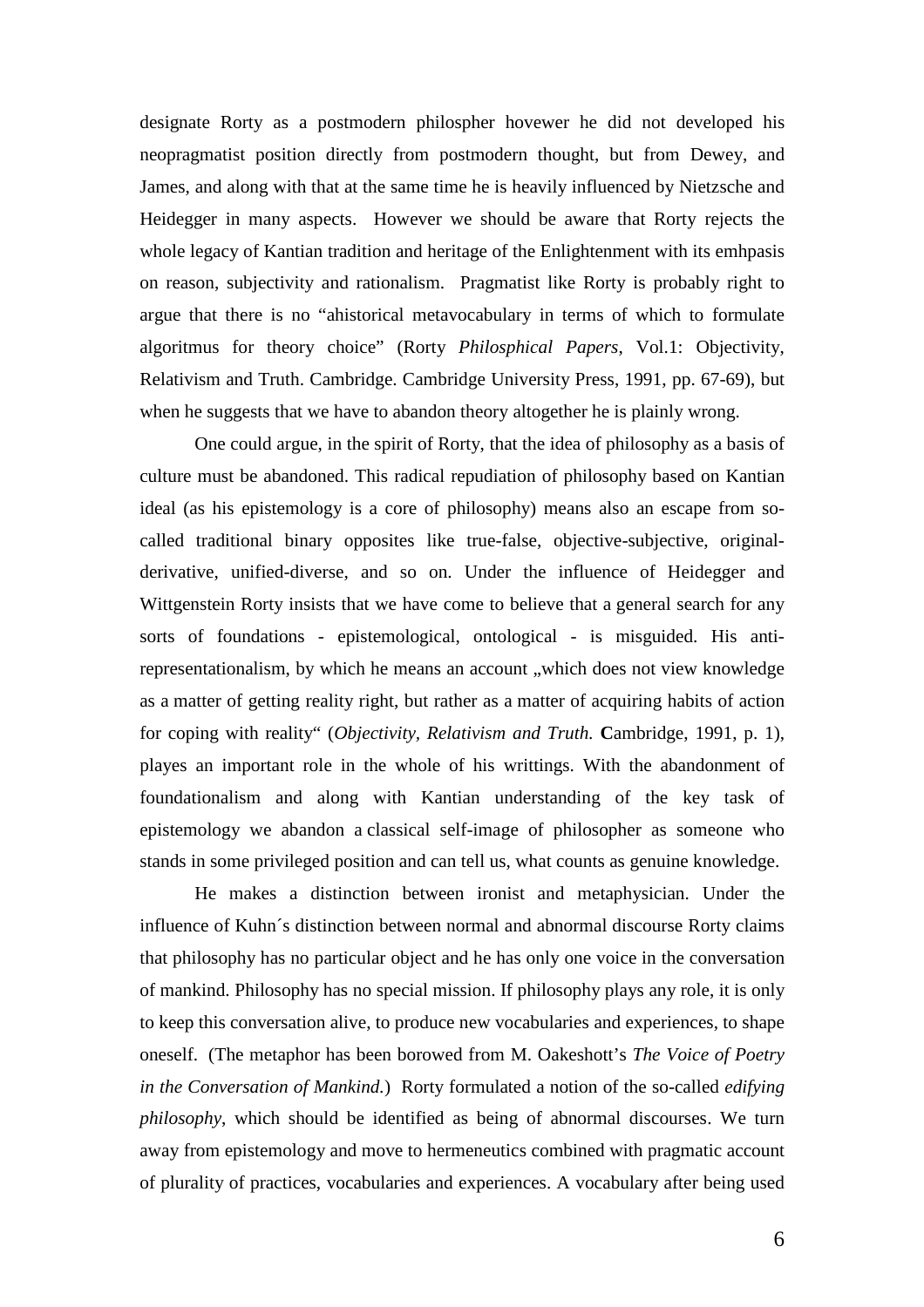designate Rorty as a postmodern philospher hovewer he did not developed his neopragmatist position directly from postmodern thought, but from Dewey, and James, and along with that at the same time he is heavily influenced by Nietzsche and Heidegger in many aspects. However we should be aware that Rorty rejects the whole legacy of Kantian tradition and heritage of the Enlightenment with its emhpasis on reason, subjectivity and rationalism. Pragmatist like Rorty is probably right to argue that there is no "ahistorical metavocabulary in terms of which to formulate algoritmus for theory choice" (Rorty *Philosphical Papers*, Vol.1: Objectivity, Relativism and Truth. Cambridge. Cambridge University Press, 1991, pp. 67-69), but when he suggests that we have to abandon theory altogether he is plainly wrong.

One could argue, in the spirit of Rorty, that the idea of philosophy as a basis of culture must be abandoned. This radical repudiation of philosophy based on Kantian ideal (as his epistemology is a core of philosophy) means also an escape from so-called traditional binary opposites like true-false, objective-subjective, original-derivative, unified-diverse, and so on. Under the influence of Heidegger and Wittgenstein Rorty insists that we have come to believe that a general search for any sorts of foundations - epistemological, ontological - is misguided. His anti-representationalism, by which he means an account „which does not view knowledge as a matter of getting reality right, but rather as a matter of acquiring habits of action for coping with reality" (*Objectivity, Relativism and Truth.* **C**ambridge, 1991, p. 1), playes an important role in the whole of his writtings. With the abandonment of foundationalism and along with Kantian understanding of the key task of epistemology we abandon a classical self-image of philosopher as someone who stands in some privileged position and can tell us, what counts as genuine knowledge.

He makes a distinction between ironist and metaphysician. Under the influence of Kuhn´s distinction between normal and abnormal discourse Rorty claims that philosophy has no particular object and he has only one voice in the conversation of mankind. Philosophy has no special mission. If philosophy plays any role, it is only to keep this conversation alive, to produce new vocabularies and experiences, to shape oneself. (The metaphor has been borowed from M. Oakeshott's *The Voice of Poetry in the Conversation of Mankind.*) Rorty formulated a notion of the so-called *edifying philosophy*, which should be identified as being of abnormal discourses. We turn away from epistemology and move to hermeneutics combined with pragmatic account of plurality of practices, vocabularies and experiences. A vocabulary after being used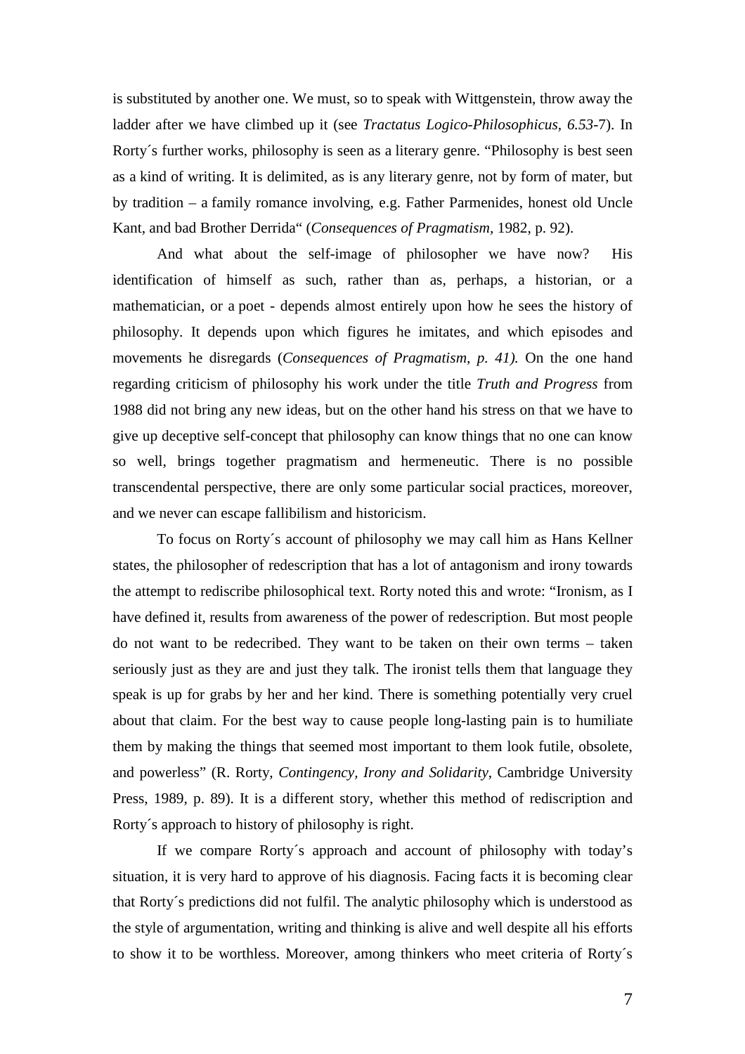is substituted by another one. We must, so to speak with Wittgenstein, throw away the ladder after we have climbed up it (see *Tractatus Logico-Philosophicus, 6.53*-7). In Rorty´s further works, philosophy is seen as a literary genre. "Philosophy is best seen as a kind of writing. It is delimited, as is any literary genre, not by form of mater, but by tradition – a family romance involving, e.g. Father Parmenides, honest old Uncle Kant, and bad Brother Derrida" (*Consequences of Pragmatism*, 1982, p. 92).

And what about the self-image of philosopher we have now? His identification of himself as such, rather than as, perhaps, a historian, or a mathematician, or a poet - depends almost entirely upon how he sees the history of philosophy. It depends upon which figures he imitates, and which episodes and movements he disregards (*Consequences of Pragmatism, p. 41).* On the one hand regarding criticism of philosophy his work under the title *Truth and Progress* from 1988 did not bring any new ideas, but on the other hand his stress on that we have to give up deceptive self-concept that philosophy can know things that no one can know so well, brings together pragmatism and hermeneutic. There is no possible transcendental perspective, there are only some particular social practices, moreover, and we never can escape fallibilism and historicism.

To focus on Rorty´s account of philosophy we may call him as Hans Kellner states, the philosopher of redescription that has a lot of antagonism and irony towards the attempt to rediscribe philosophical text. Rorty noted this and wrote: "Ironism, as I have defined it, results from awareness of the power of redescription. But most people do not want to be redecribed. They want to be taken on their own terms – taken seriously just as they are and just they talk. The ironist tells them that language they speak is up for grabs by her and her kind. There is something potentially very cruel about that claim. For the best way to cause people long-lasting pain is to humiliate them by making the things that seemed most important to them look futile, obsolete, and powerless" (R. Rorty, *Contingency, Irony and Solidarity*, Cambridge University Press, 1989, p. 89). It is a different story, whether this method of rediscription and Rorty´s approach to history of philosophy is right.

If we compare Rorty´s approach and account of philosophy with today's situation, it is very hard to approve of his diagnosis. Facing facts it is becoming clear that Rorty´s predictions did not fulfil. The analytic philosophy which is understood as the style of argumentation, writing and thinking is alive and well despite all his efforts to show it to be worthless. Moreover, among thinkers who meet criteria of Rorty´s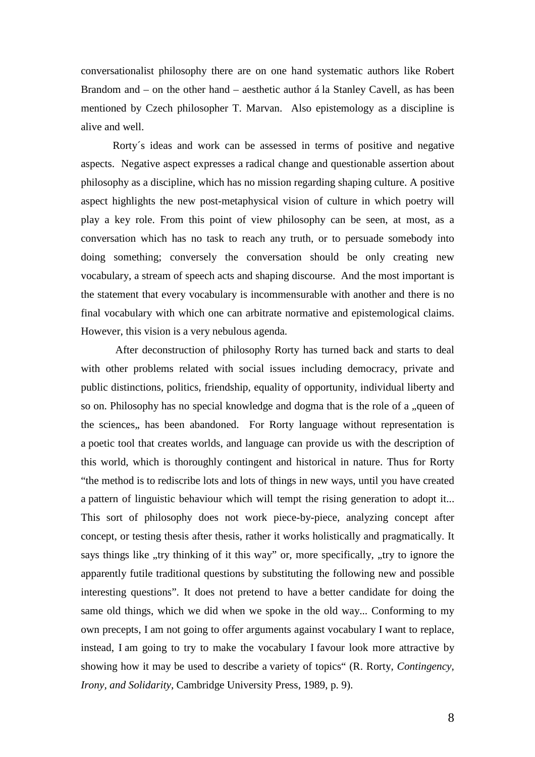conversationalist philosophy there are on one hand systematic authors like Robert Brandom and – on the other hand – aesthetic author á la Stanley Cavell, as has been mentioned by Czech philosopher T. Marvan. Also epistemology as a discipline is alive and well.

Rorty´s ideas and work can be assessed in terms of positive and negative aspects. Negative aspect expresses a radical change and questionable assertion about philosophy as a discipline, which has no mission regarding shaping culture. A positive aspect highlights the new post-metaphysical vision of culture in which poetry will play a key role. From this point of view philosophy can be seen, at most, as a conversation which has no task to reach any truth, or to persuade somebody into doing something; conversely the conversation should be only creating new vocabulary, a stream of speech acts and shaping discourse. And the most important is the statement that every vocabulary is incommensurable with another and there is no final vocabulary with which one can arbitrate normative and epistemological claims. However, this vision is a very nebulous agenda.

After deconstruction of philosophy Rorty has turned back and starts to deal with other problems related with social issues including democracy, private and public distinctions, politics, friendship, equality of opportunity, individual liberty and so on. Philosophy has no special knowledge and dogma that is the role of a „queen of the sciences„ has been abandoned. For Rorty language without representation is a poetic tool that creates worlds, and language can provide us with the description of this world, which is thoroughly contingent and historical in nature. Thus for Rorty "the method is to rediscribe lots and lots of things in new ways, until you have created a pattern of linguistic behaviour which will tempt the rising generation to adopt it... This sort of philosophy does not work piece-by-piece, analyzing concept after concept, or testing thesis after thesis, rather it works holistically and pragmatically. It says things like „try thinking of it this way" or, more specifically, „try to ignore the apparently futile traditional questions by substituting the following new and possible interesting questions". It does not pretend to have a better candidate for doing the same old things, which we did when we spoke in the old way... Conforming to my own precepts, I am not going to offer arguments against vocabulary I want to replace, instead, I am going to try to make the vocabulary I favour look more attractive by showing how it may be used to describe a variety of topics" (R. Rorty, *Contingency, Irony, and Solidarity*, Cambridge University Press, 1989, p. 9).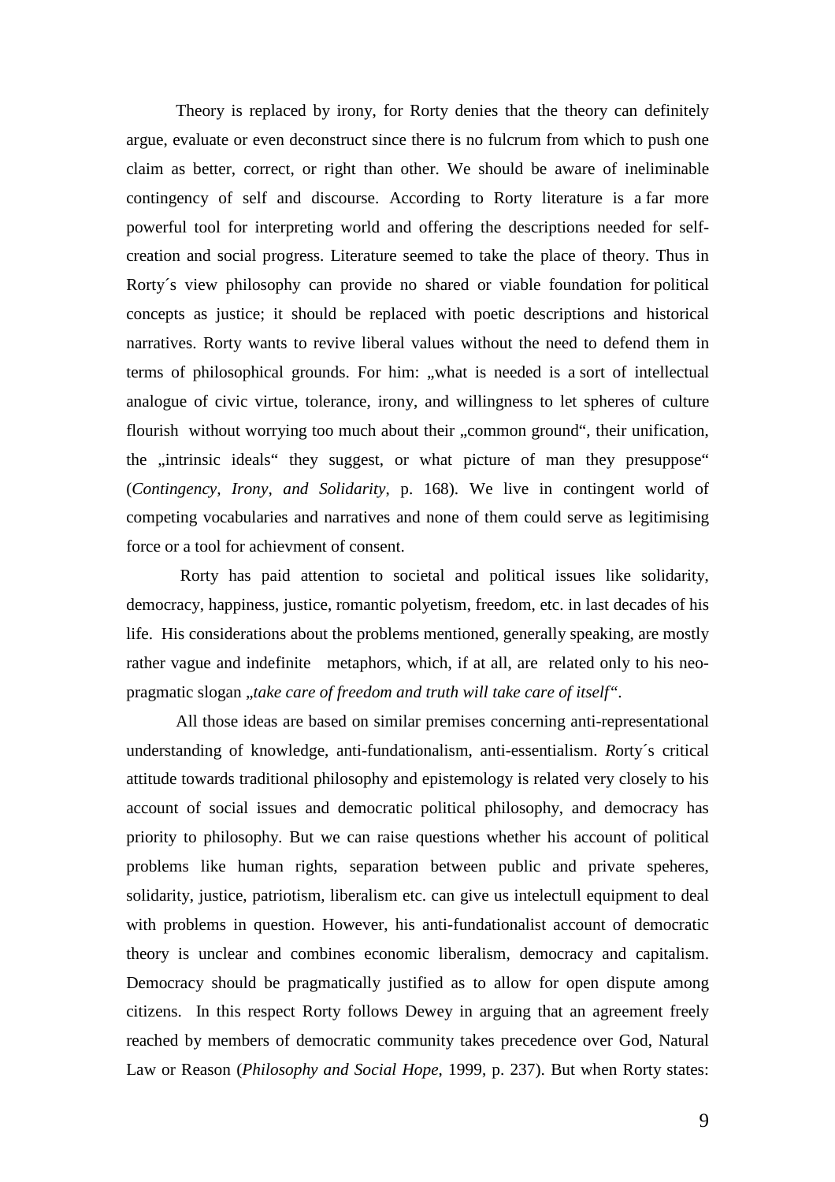Theory is replaced by irony, for Rorty denies that the theory can definitely argue, evaluate or even deconstruct since there is no fulcrum from which to push one claim as better, correct, or right than other. We should be aware of ineliminable contingency of self and discourse. According to Rorty literature is a far more powerful tool for interpreting world and offering the descriptions needed for self-creation and social progress. Literature seemed to take the place of theory. Thus in Rorty´s view philosophy can provide no shared or viable foundation for political concepts as justice; it should be replaced with poetic descriptions and historical narratives. Rorty wants to revive liberal values without the need to defend them in terms of philosophical grounds. For him: „what is needed is a sort of intellectual analogue of civic virtue, tolerance, irony, and willingness to let spheres of culture flourish without worrying too much about their „common ground", their unification, the „intrinsic ideals" they suggest, or what picture of man they presuppose" (*Contingency, Irony, and Solidarity*, p. 168). We live in contingent world of competing vocabularies and narratives and none of them could serve as legitimising force or a tool for achievment of consent.

Rorty has paid attention to societal and political issues like solidarity, democracy, happiness, justice, romantic polyetism, freedom, etc. in last decades of his life. His considerations about the problems mentioned, generally speaking, are mostly rather vague and indefinite metaphors, which, if at all, are related only to his neo-pragmatic slogan „*take care of freedom and truth will take care of itself*".

All those ideas are based on similar premises concerning anti-representational understanding of knowledge, anti-fundationalism, anti-essentialism. *R*orty´s critical attitude towards traditional philosophy and epistemology is related very closely to his account of social issues and democratic political philosophy, and democracy has priority to philosophy. But we can raise questions whether his account of political problems like human rights, separation between public and private speheres, solidarity, justice, patriotism, liberalism etc. can give us intelectull equipment to deal with problems in question. However, his anti-fundationalist account of democratic theory is unclear and combines economic liberalism, democracy and capitalism. Democracy should be pragmatically justified as to allow for open dispute among citizens. In this respect Rorty follows Dewey in arguing that an agreement freely reached by members of democratic community takes precedence over God, Natural Law or Reason (*Philosophy and Social Hope*, 1999, p. 237). But when Rorty states: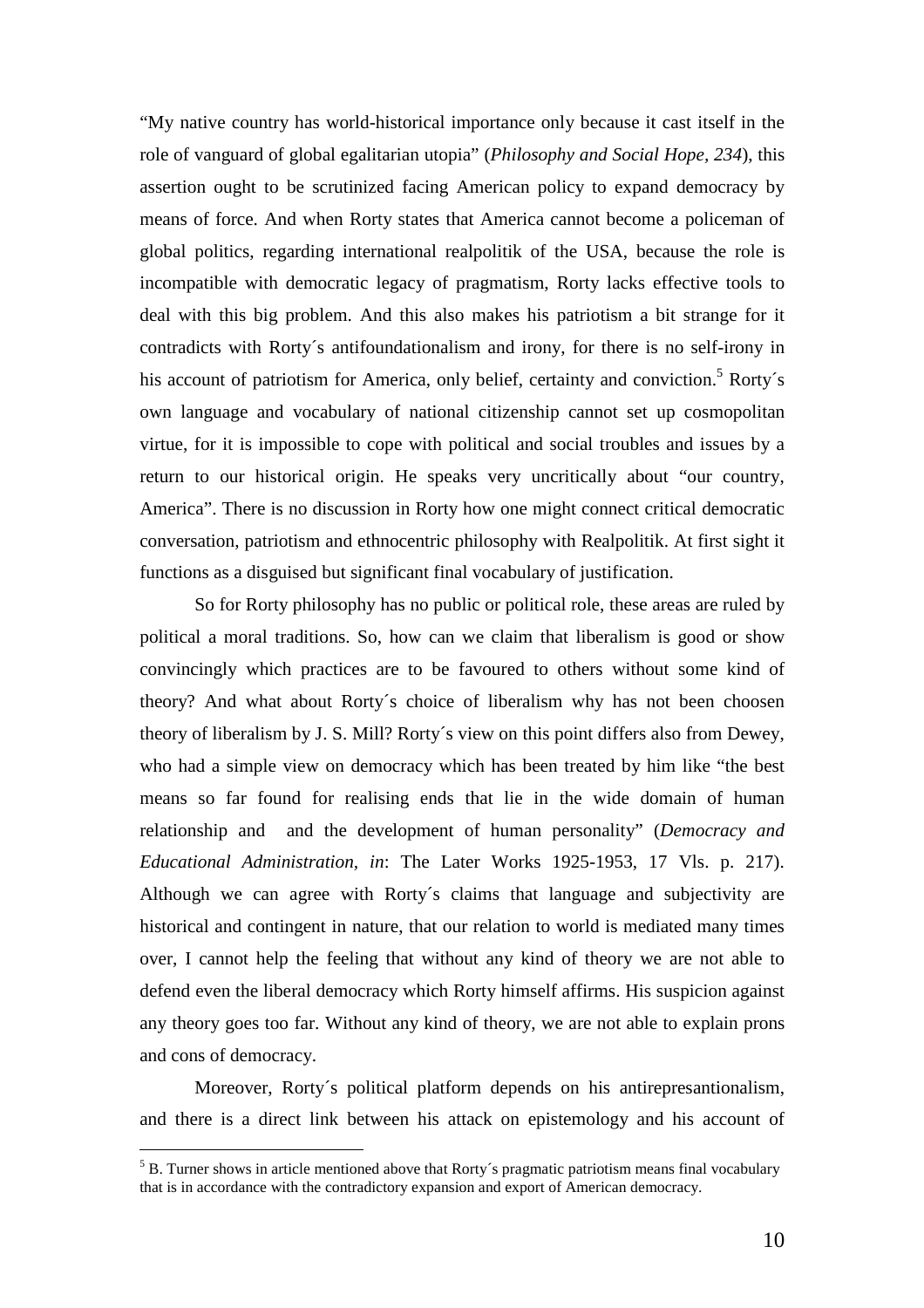"My native country has world-historical importance only because it cast itself in the role of vanguard of global egalitarian utopia" (*Philosophy and Social Hope, 234*), this assertion ought to be scrutinized facing American policy to expand democracy by means of force. And when Rorty states that America cannot become a policeman of global politics, regarding international realpolitik of the USA, because the role is incompatible with democratic legacy of pragmatism, Rorty lacks effective tools to deal with this big problem. And this also makes his patriotism a bit strange for it contradicts with Rorty´s antifoundationalism and irony, for there is no self-irony in his account of patriotism for America, only belief, certainty and conviction.[5] Rorty´s own language and vocabulary of national citizenship cannot set up cosmopolitan virtue, for it is impossible to cope with political and social troubles and issues by a return to our historical origin. He speaks very uncritically about "our country, America". There is no discussion in Rorty how one might connect critical democratic conversation, patriotism and ethnocentric philosophy with Realpolitik. At first sight it functions as a disguised but significant final vocabulary of justification.

So for Rorty philosophy has no public or political role, these areas are ruled by political a moral traditions. So, how can we claim that liberalism is good or show convincingly which practices are to be favoured to others without some kind of theory? And what about Rorty´s choice of liberalism why has not been choosen theory of liberalism by J. S. Mill? Rorty´s view on this point differs also from Dewey, who had a simple view on democracy which has been treated by him like "the best means so far found for realising ends that lie in the wide domain of human relationship and and the development of human personality" (*Democracy and Educational Administration, in*: The Later Works 1925-1953, 17 Vls. p. 217). Although we can agree with Rorty´s claims that language and subjectivity are historical and contingent in nature, that our relation to world is mediated many times over, I cannot help the feeling that without any kind of theory we are not able to defend even the liberal democracy which Rorty himself affirms. His suspicion against any theory goes too far. Without any kind of theory, we are not able to explain prons and cons of democracy.

Moreover, Rorty´s political platform depends on his antirepresantionalism, and there is a direct link between his attack on epistemology and his account of

[5] B. Turner shows in article mentioned above that Rorty´s pragmatic patriotism means final vocabulary that is in accordance with the contradictory expansion and export of American democracy.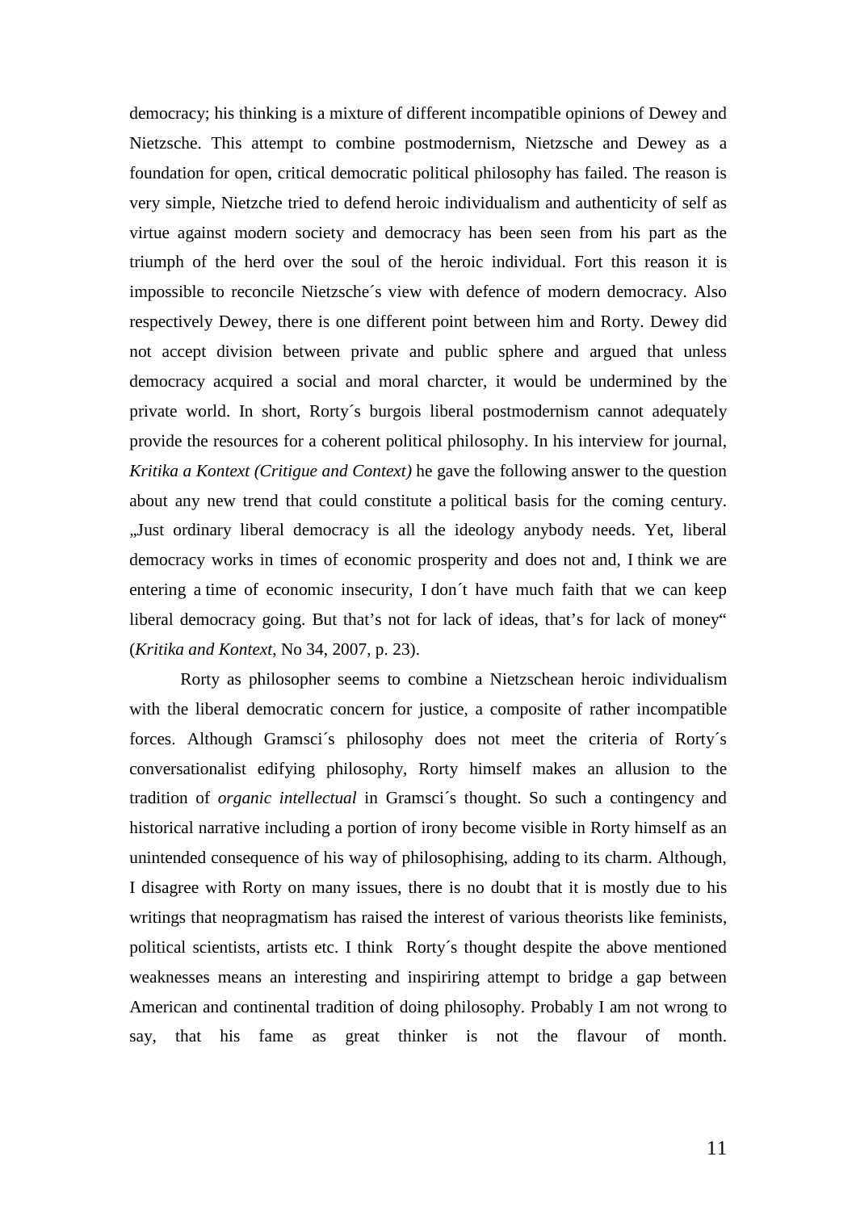democracy; his thinking is a mixture of different incompatible opinions of Dewey and Nietzsche. This attempt to combine postmodernism, Nietzsche and Dewey as a foundation for open, critical democratic political philosophy has failed. The reason is very simple, Nietzche tried to defend heroic individualism and authenticity of self as virtue against modern society and democracy has been seen from his part as the triumph of the herd over the soul of the heroic individual. Fort this reason it is impossible to reconcile Nietzsche´s view with defence of modern democracy. Also respectively Dewey, there is one different point between him and Rorty. Dewey did not accept division between private and public sphere and argued that unless democracy acquired a social and moral charcter, it would be undermined by the private world. In short, Rorty´s burgois liberal postmodernism cannot adequately provide the resources for a coherent political philosophy. In his interview for journal, *Kritika a Kontext (Critigue and Context)* he gave the following answer to the question about any new trend that could constitute a political basis for the coming century. „Just ordinary liberal democracy is all the ideology anybody needs. Yet, liberal democracy works in times of economic prosperity and does not and, I think we are entering a time of economic insecurity, I don´t have much faith that we can keep liberal democracy going. But that's not for lack of ideas, that's for lack of money" (*Kritika and Kontext*, No 34, 2007, p. 23).

Rorty as philosopher seems to combine a Nietzschean heroic individualism with the liberal democratic concern for justice, a composite of rather incompatible forces. Although Gramsci´s philosophy does not meet the criteria of Rorty´s conversationalist edifying philosophy, Rorty himself makes an allusion to the tradition of *organic intellectual* in Gramsci´s thought. So such a contingency and historical narrative including a portion of irony become visible in Rorty himself as an unintended consequence of his way of philosophising, adding to its charm. Although, I disagree with Rorty on many issues, there is no doubt that it is mostly due to his writings that neopragmatism has raised the interest of various theorists like feminists, political scientists, artists etc. I think Rorty´s thought despite the above mentioned weaknesses means an interesting and inspiriring attempt to bridge a gap between American and continental tradition of doing philosophy. Probably I am not wrong to say, that his fame as great thinker is not the flavour of month.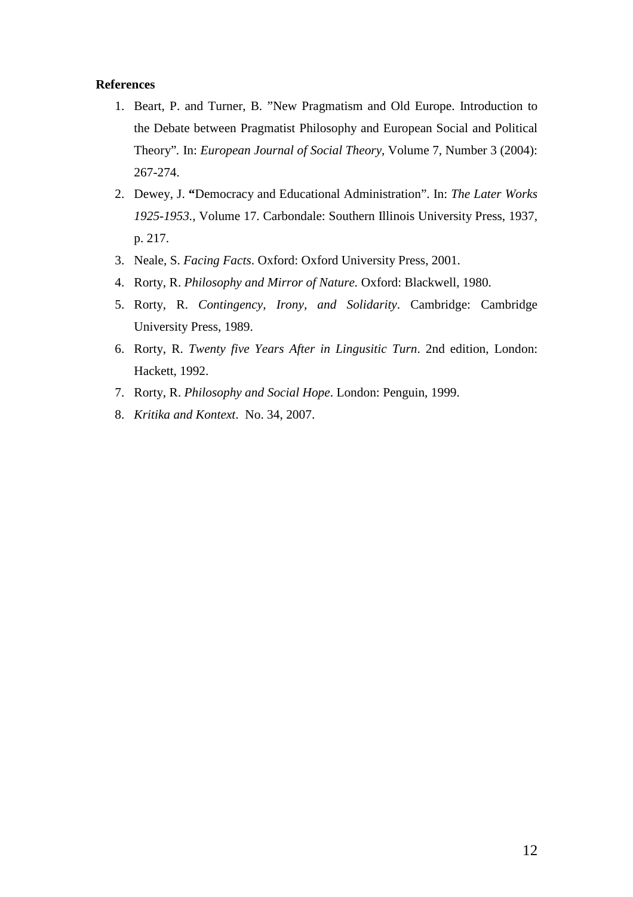**References**

1. Beart, P. and Turner, B. "New Pragmatism and Old Europe. Introduction to the Debate between Pragmatist Philosophy and European Social and Political Theory". In: *European Journal of Social Theory*, Volume 7, Number 3 (2004): 267-274.
2. Dewey, J. **"**Democracy and Educational Administration". In: *The Later Works 1925-1953.*, Volume 17. Carbondale: Southern Illinois University Press, 1937, p. 217.
3. Neale, S. *Facing Facts*. Oxford: Oxford University Press, 2001.
4. Rorty, R. *Philosophy and Mirror of Nature.* Oxford: Blackwell, 1980.
5. Rorty, R. *Contingency, Irony, and Solidarity*. Cambridge: Cambridge University Press, 1989.
6. Rorty, R. *Twenty five Years After in Lingusitic Turn*. 2nd edition, London: Hackett, 1992.
7. Rorty, R. *Philosophy and Social Hope*. London: Penguin, 1999.
8. *Kritika and Kontext*. No. 34, 2007.